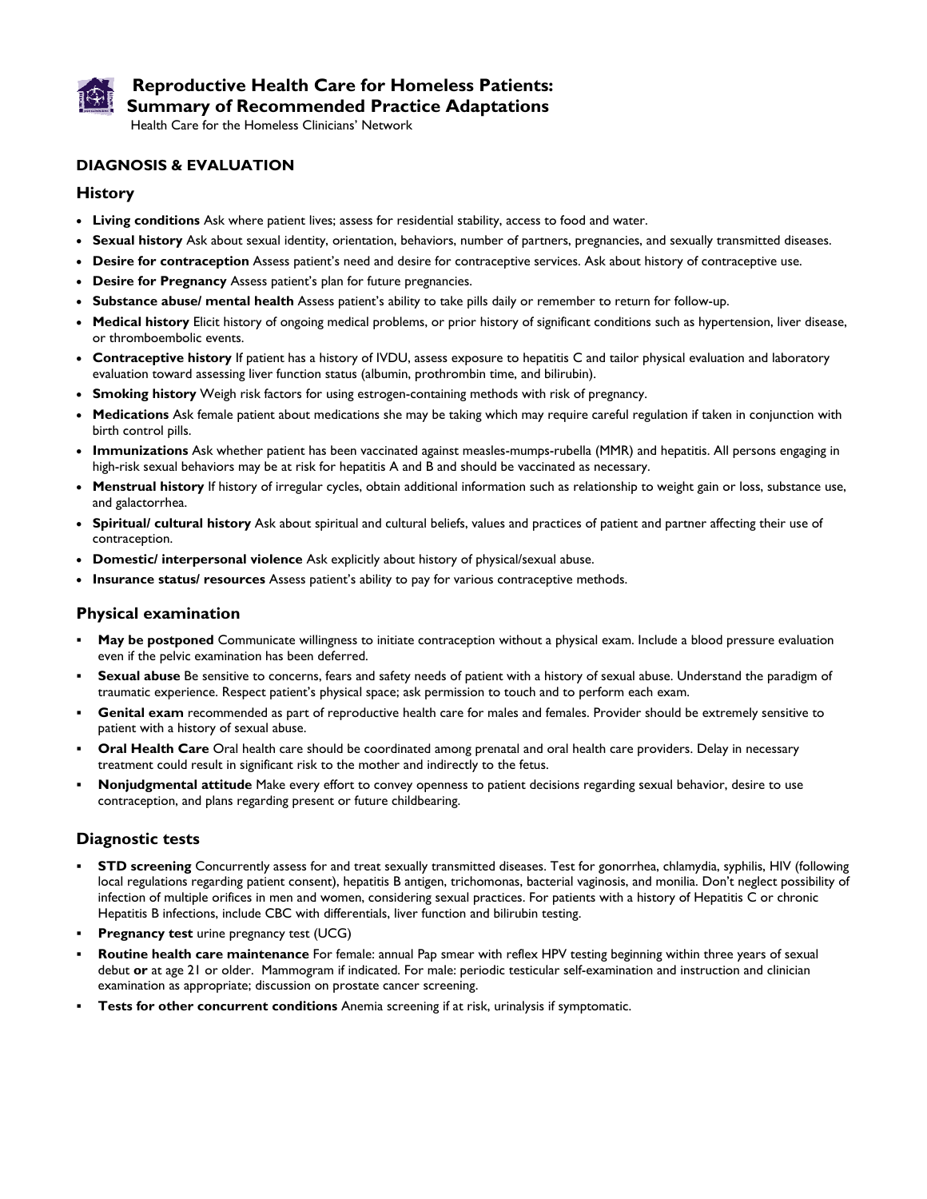# Reproductive Health Care for Homeless Patients: Summary of Recommended Practice Adaptations

Health Care for the Homeless Clinicians' Network

## DIAGNOSIS & EVALUATION

### History

- **Living conditions** Ask where patient lives; assess for residential stability, access to food and water.
- **Sexual history** Ask about sexual identity, orientation, behaviors, number of partners, pregnancies, and sexually transmitted diseases.
- **Desire for contraception** Assess patient's need and desire for contraceptive services. Ask about history of contraceptive use.
- **Desire for Pregnancy** Assess patient's plan for future pregnancies.
- **Substance abuse/ mental health** Assess patient's ability to take pills daily or remember to return for follow-up.
- **Medical history** Elicit history of ongoing medical problems, or prior history of significant conditions such as hypertension, liver disease, or thromboembolic events.
- **Contraceptive history** If patient has a history of IVDU, assess exposure to hepatitis C and tailor physical evaluation and laboratory evaluation toward assessing liver function status (albumin, prothrombin time, and bilirubin).
- **Smoking history** Weigh risk factors for using estrogen-containing methods with risk of pregnancy.
- **Medications** Ask female patient about medications she may be taking which may require careful regulation if taken in conjunction with birth control pills.
- **Immunizations** Ask whether patient has been vaccinated against measles-mumps-rubella (MMR) and hepatitis. All persons engaging in high-risk sexual behaviors may be at risk for hepatitis A and B and should be vaccinated as necessary.
- **Menstrual history** If history of irregular cycles, obtain additional information such as relationship to weight gain or loss, substance use, and galactorrhea.
- **Spiritual/ cultural history** Ask about spiritual and cultural beliefs, values and practices of patient and partner affecting their use of contraception.
- **Domestic/ interpersonal violence** Ask explicitly about history of physical/sexual abuse.
- **Insurance status/ resources** Assess patient's ability to pay for various contraceptive methods.

### Physical examination

- **May be postponed** Communicate willingness to initiate contraception without a physical exam. Include a blood pressure evaluation even if the pelvic examination has been deferred.
- **Sexual abuse** Be sensitive to concerns, fears and safety needs of patient with a history of sexual abuse. Understand the paradigm of traumatic experience. Respect patient's physical space; ask permission to touch and to perform each exam.
- **Genital exam** recommended as part of reproductive health care for males and females. Provider should be extremely sensitive to patient with a history of sexual abuse.
- **Oral Health Care** Oral health care should be coordinated among prenatal and oral health care providers. Delay in necessary treatment could result in significant risk to the mother and indirectly to the fetus.
- **Nonjudgmental attitude** Make every effort to convey openness to patient decisions regarding sexual behavior, desire to use contraception, and plans regarding present or future childbearing.

### Diagnostic tests

- **STD screening** Concurrently assess for and treat sexually transmitted diseases. Test for gonorrhea, chlamydia, syphilis, HIV (following local regulations regarding patient consent), hepatitis B antigen, trichomonas, bacterial vaginosis, and monilia. Don't neglect possibility of infection of multiple orifices in men and women, considering sexual practices. For patients with a history of Hepatitis C or chronic Hepatitis B infections, include CBC with differentials, liver function and bilirubin testing.
- **Pregnancy test** urine pregnancy test (UCG)
- **Routine health care maintenance** For female: annual Pap smear with reflex HPV testing beginning within three years of sexual debut **or** at age 21 or older. Mammogram if indicated. For male: periodic testicular self-examination and instruction and clinician examination as appropriate; discussion on prostate cancer screening.
- **Tests for other concurrent conditions** Anemia screening if at risk, urinalysis if symptomatic.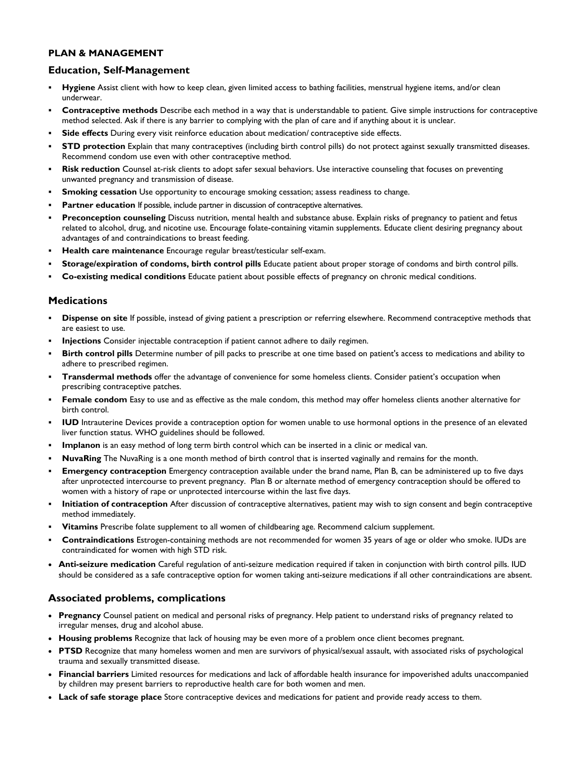**PLAN & MANAGEMENT**

## Education, Self-Management

- **Hygiene** Assist client with how to keep clean, given limited access to bathing facilities, menstrual hygiene items, and/or clean underwear.
- **Contraceptive methods** Describe each method in a way that is understandable to patient. Give simple instructions for contraceptive method selected. Ask if there is any barrier to complying with the plan of care and if anything about it is unclear.
- **Side effects** During every visit reinforce education about medication/ contraceptive side effects.
- **STD protection** Explain that many contraceptives (including birth control pills) do not protect against sexually transmitted diseases. Recommend condom use even with other contraceptive method.
- **Risk reduction** Counsel at-risk clients to adopt safer sexual behaviors. Use interactive counseling that focuses on preventing unwanted pregnancy and transmission of disease.
- **Smoking cessation** Use opportunity to encourage smoking cessation; assess readiness to change.
- **Partner education** If possible, include partner in discussion of contraceptive alternatives.
- **Preconception counseling** Discuss nutrition, mental health and substance abuse. Explain risks of pregnancy to patient and fetus related to alcohol, drug, and nicotine use. Encourage folate-containing vitamin supplements. Educate client desiring pregnancy about advantages of and contraindications to breast feeding.
- **Health care maintenance** Encourage regular breast/testicular self-exam.
- **Storage/expiration of condoms, birth control pills** Educate patient about proper storage of condoms and birth control pills.
- **Co-existing medical conditions** Educate patient about possible effects of pregnancy on chronic medical conditions.

## Medications

- **Dispense on site** If possible, instead of giving patient a prescription or referring elsewhere. Recommend contraceptive methods that are easiest to use.
- **Injections** Consider injectable contraception if patient cannot adhere to daily regimen.
- **Birth control pills** Determine number of pill packs to prescribe at one time based on patient's access to medications and ability to adhere to prescribed regimen.
- **Transdermal methods** offer the advantage of convenience for some homeless clients. Consider patient's occupation when prescribing contraceptive patches.
- **Female condom** Easy to use and as effective as the male condom, this method may offer homeless clients another alternative for birth control.
- **IUD** Intrauterine Devices provide a contraception option for women unable to use hormonal options in the presence of an elevated liver function status. WHO guidelines should be followed.
- **Implanon** is an easy method of long term birth control which can be inserted in a clinic or medical van.
- **NuvaRing** The NuvaRing is a one month method of birth control that is inserted vaginally and remains for the month.
- **Emergency contraception** Emergency contraception available under the brand name, Plan B, can be administered up to five days after unprotected intercourse to prevent pregnancy. Plan B or alternate method of emergency contraception should be offered to women with a history of rape or unprotected intercourse within the last five days.
- **Initiation of contraception** After discussion of contraceptive alternatives, patient may wish to sign consent and begin contraceptive method immediately.
- **Vitamins** Prescribe folate supplement to all women of childbearing age. Recommend calcium supplement.
- **Contraindications** Estrogen-containing methods are not recommended for women 35 years of age or older who smoke. IUDs are contraindicated for women with high STD risk.
- **Anti-seizure medication** Careful regulation of anti-seizure medication required if taken in conjunction with birth control pills. IUD should be considered as a safe contraceptive option for women taking anti-seizure medications if all other contraindications are absent.

## Associated problems, complications

- **Pregnancy** Counsel patient on medical and personal risks of pregnancy. Help patient to understand risks of pregnancy related to irregular menses, drug and alcohol abuse.
- **Housing problems** Recognize that lack of housing may be even more of a problem once client becomes pregnant.
- **PTSD** Recognize that many homeless women and men are survivors of physical/sexual assault, with associated risks of psychological trauma and sexually transmitted disease.
- **Financial barriers** Limited resources for medications and lack of affordable health insurance for impoverished adults unaccompanied by children may present barriers to reproductive health care for both women and men.
- **Lack of safe storage place** Store contraceptive devices and medications for patient and provide ready access to them.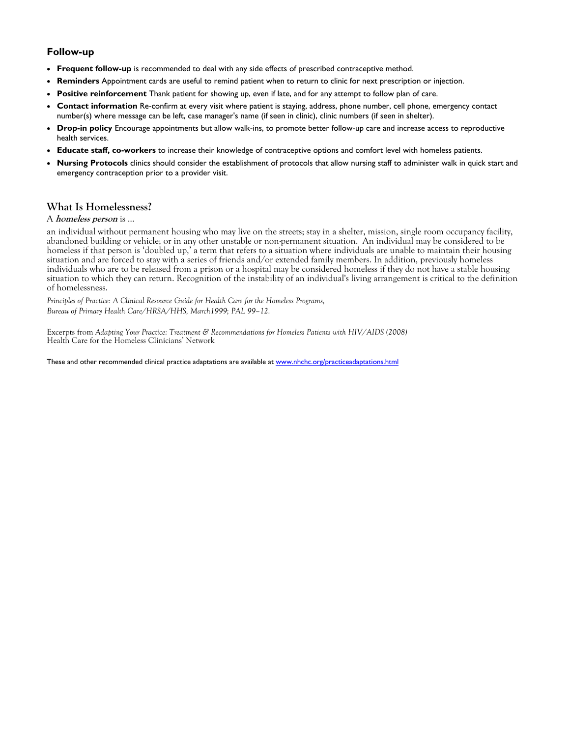## Follow-up

- **Frequent follow-up** is recommended to deal with any side effects of prescribed contraceptive method.
- **Reminders** Appointment cards are useful to remind patient when to return to clinic for next prescription or injection.
- **Positive reinforcement** Thank patient for showing up, even if late, and for any attempt to follow plan of care.
- **Contact information** Re-confirm at every visit where patient is staying, address, phone number, cell phone, emergency contact number(s) where message can be left, case manager's name (if seen in clinic), clinic numbers (if seen in shelter).
- **Drop-in policy** Encourage appointments but allow walk-ins, to promote better follow-up care and increase access to reproductive health services.
- **Educate staff, co-workers** to increase their knowledge of contraceptive options and comfort level with homeless patients.
- **Nursing Protocols** clinics should consider the establishment of protocols that allow nursing staff to administer walk in quick start and emergency contraception prior to a provider visit.

## What Is Homelessness?

A ***homeless person*** is …

an individual without permanent housing who may live on the streets; stay in a shelter, mission, single room occupancy facility, abandoned building or vehicle; or in any other unstable or non-permanent situation. An individual may be considered to be homeless if that person is 'doubled up,' a term that refers to a situation where individuals are unable to maintain their housing situation and are forced to stay with a series of friends and/or extended family members. In addition, previously homeless individuals who are to be released from a prison or a hospital may be considered homeless if they do not have a stable housing situation to which they can return. Recognition of the instability of an individual's living arrangement is critical to the definition of homelessness.

*Principles of Practice: A Clinical Resource Guide for Health Care for the Homeless Programs, Bureau of Primary Health Care/HRSA/HHS, March1999; PAL 99–12.*

Excerpts from *Adapting Your Practice: Treatment & Recommendations for Homeless Patients with HIV/AIDS (2008)*
Health Care for the Homeless Clinicians' Network

These and other recommended clinical practice adaptations are available at www.nhchc.org/practiceadaptations.html